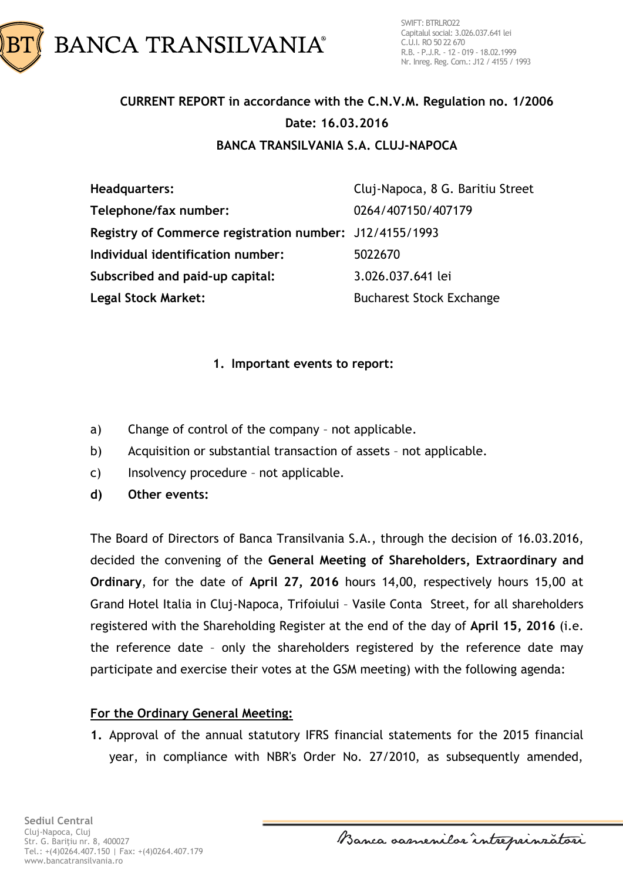BANCA TRANSILVANIA®

SWIFT: BTRLRO22
Capitalul social: 3.026.037.641 lei
C.U.I. RO 50 22 670
R.B. - P.J.R. - 12 - 019 - 18.02.1999
Nr. Inreg. Reg. Com.: J12 / 4155 / 1993

**CURRENT REPORT in accordance with the C.N.V.M. Regulation no. 1/2006**

**Date: 16.03.2016**

**BANCA TRANSILVANIA S.A. CLUJ-NAPOCA**

| | |
|---|---|
| **Headquarters:** | Cluj-Napoca, 8 G. Baritiu Street |
| **Telephone/fax number:** | 0264/407150/407179 |
| **Registry of Commerce registration number:** | J12/4155/1993 |
| **Individual identification number:** | 5022670 |
| **Subscribed and paid-up capital:** | 3.026.037.641 lei |
| **Legal Stock Market:** | Bucharest Stock Exchange |

**1. Important events to report:**

a) Change of control of the company – not applicable.

b) Acquisition or substantial transaction of assets – not applicable.

c) Insolvency procedure – not applicable.

**d) Other events:**

The Board of Directors of Banca Transilvania S.A., through the decision of 16.03.2016, decided the convening of the **General Meeting of Shareholders, Extraordinary and Ordinary**, for the date of **April 27, 2016** hours 14,00, respectively hours 15,00 at Grand Hotel Italia in Cluj-Napoca, Trifoiului – Vasile Conta Street, for all shareholders registered with the Shareholding Register at the end of the day of **April 15, 2016** (i.e. the reference date – only the shareholders registered by the reference date may participate and exercise their votes at the GSM meeting) with the following agenda:

<u>**For the Ordinary General Meeting:**</u>

**1.** Approval of the annual statutory IFRS financial statements for the 2015 financial year, in compliance with NBR's Order No. 27/2010, as subsequently amended,

Sediul Central
Cluj-Napoca, Cluj
Str. G. Barițiu nr. 8, 400027
Tel.: +(4)0264.407.150 | Fax: +(4)0264.407.179
www.bancatransilvania.ro

Banca oamenilor întreprinzători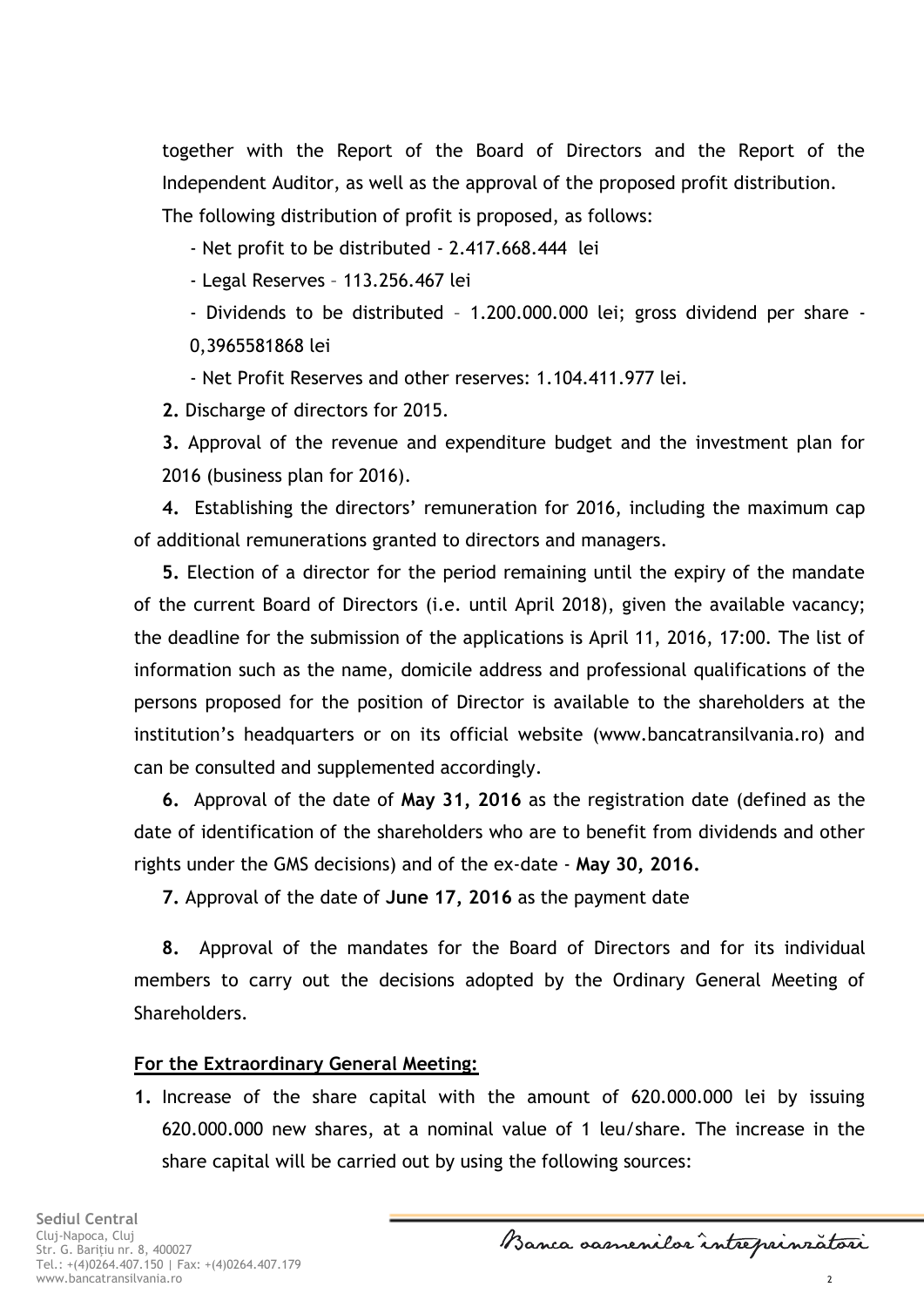together with the Report of the Board of Directors and the Report of the Independent Auditor, as well as the approval of the proposed profit distribution.

The following distribution of profit is proposed, as follows:

- Net profit to be distributed - 2.417.668.444 lei
- Legal Reserves – 113.256.467 lei
- Dividends to be distributed – 1.200.000.000 lei; gross dividend per share - 0,3965581868 lei
- Net Profit Reserves and other reserves: 1.104.411.977 lei.

**2.** Discharge of directors for 2015.

**3.** Approval of the revenue and expenditure budget and the investment plan for 2016 (business plan for 2016).

**4.** Establishing the directors' remuneration for 2016, including the maximum cap of additional remunerations granted to directors and managers.

**5.** Election of a director for the period remaining until the expiry of the mandate of the current Board of Directors (i.e. until April 2018), given the available vacancy; the deadline for the submission of the applications is April 11, 2016, 17:00. The list of information such as the name, domicile address and professional qualifications of the persons proposed for the position of Director is available to the shareholders at the institution's headquarters or on its official website (www.bancatransilvania.ro) and can be consulted and supplemented accordingly.

**6.** Approval of the date of **May 31, 2016** as the registration date (defined as the date of identification of the shareholders who are to benefit from dividends and other rights under the GMS decisions) and of the ex-date - **May 30, 2016.**

**7.** Approval of the date of **June 17, 2016** as the payment date

**8.** Approval of the mandates for the Board of Directors and for its individual members to carry out the decisions adopted by the Ordinary General Meeting of Shareholders.

**For the Extraordinary General Meeting:**

**1.** Increase of the share capital with the amount of 620.000.000 lei by issuing 620.000.000 new shares, at a nominal value of 1 leu/share. The increase in the share capital will be carried out by using the following sources: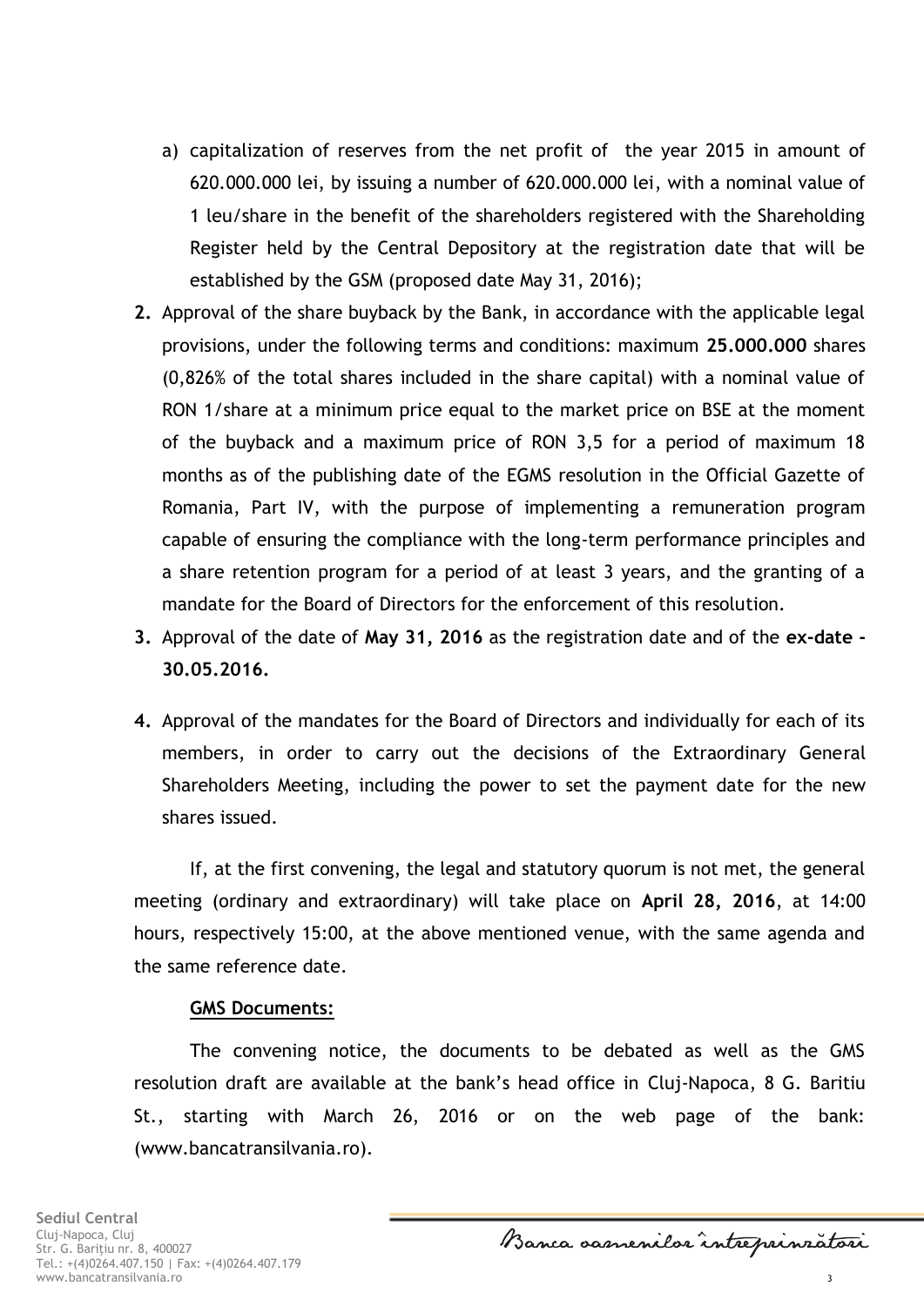a) capitalization of reserves from the net profit of the year 2015 in amount of 620.000.000 lei, by issuing a number of 620.000.000 lei, with a nominal value of 1 leu/share in the benefit of the shareholders registered with the Shareholding Register held by the Central Depository at the registration date that will be established by the GSM (proposed date May 31, 2016);

**2.** Approval of the share buyback by the Bank, in accordance with the applicable legal provisions, under the following terms and conditions: maximum **25.000.000** shares (0,826% of the total shares included in the share capital) with a nominal value of RON 1/share at a minimum price equal to the market price on BSE at the moment of the buyback and a maximum price of RON 3,5 for a period of maximum 18 months as of the publishing date of the EGMS resolution in the Official Gazette of Romania, Part IV, with the purpose of implementing a remuneration program capable of ensuring the compliance with the long-term performance principles and a share retention program for a period of at least 3 years, and the granting of a mandate for the Board of Directors for the enforcement of this resolution.

**3.** Approval of the date of **May 31, 2016** as the registration date and of the **ex-date - 30.05.2016.**

**4.** Approval of the mandates for the Board of Directors and individually for each of its members, in order to carry out the decisions of the Extraordinary General Shareholders Meeting, including the power to set the payment date for the new shares issued.

If, at the first convening, the legal and statutory quorum is not met, the general meeting (ordinary and extraordinary) will take place on **April 28, 2016**, at 14:00 hours, respectively 15:00, at the above mentioned venue, with the same agenda and the same reference date.

**GMS Documents:**

The convening notice, the documents to be debated as well as the GMS resolution draft are available at the bank's head office in Cluj-Napoca, 8 G. Baritiu St., starting with March 26, 2016 or on the web page of the bank: (www.bancatransilvania.ro).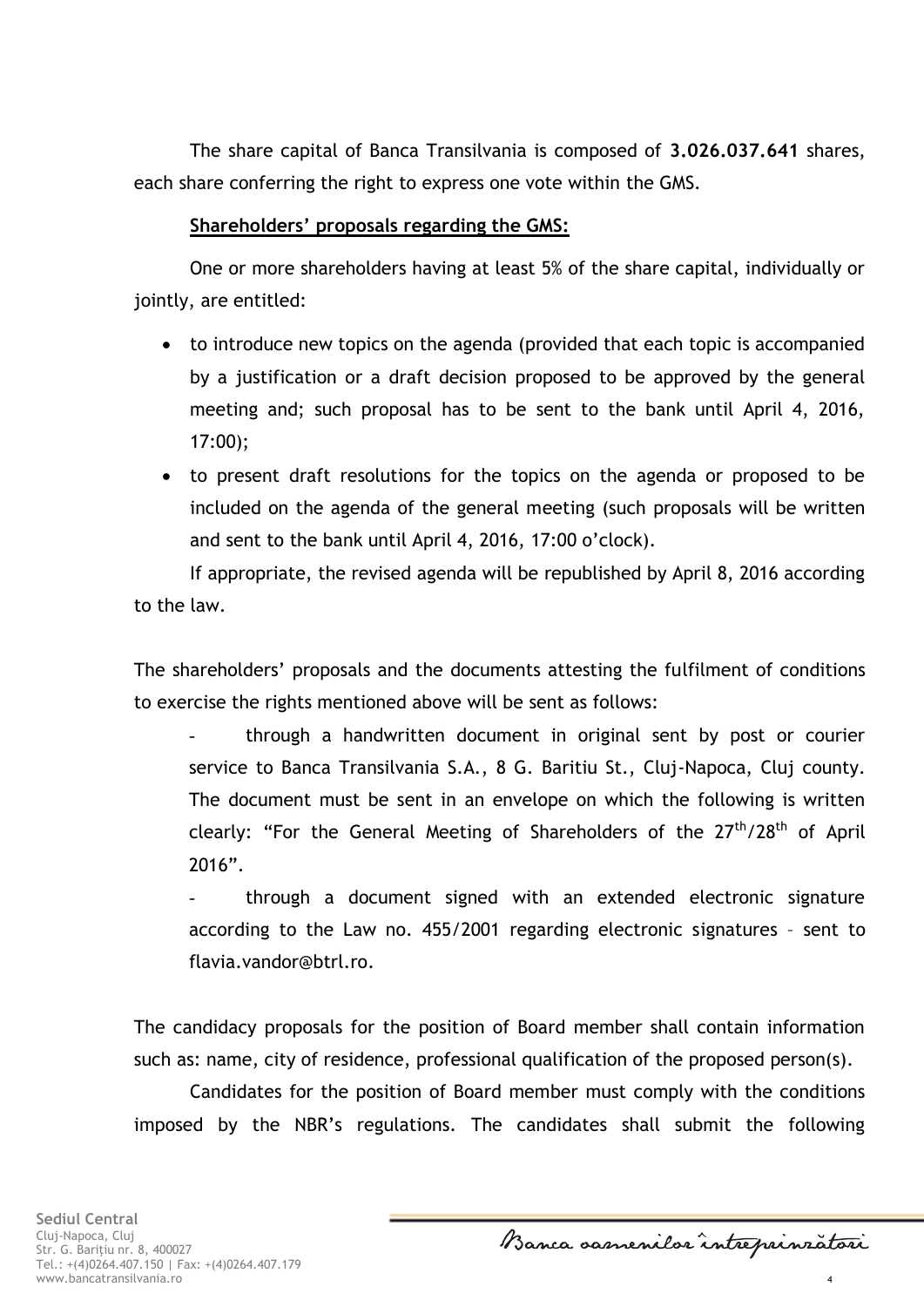The share capital of Banca Transilvania is composed of **3.026.037.641** shares, each share conferring the right to express one vote within the GMS.

**Shareholders' proposals regarding the GMS:**

One or more shareholders having at least 5% of the share capital, individually or jointly, are entitled:

- to introduce new topics on the agenda (provided that each topic is accompanied by a justification or a draft decision proposed to be approved by the general meeting and; such proposal has to be sent to the bank until April 4, 2016, 17:00);
- to present draft resolutions for the topics on the agenda or proposed to be included on the agenda of the general meeting (such proposals will be written and sent to the bank until April 4, 2016, 17:00 o'clock).

If appropriate, the revised agenda will be republished by April 8, 2016 according to the law.

The shareholders' proposals and the documents attesting the fulfilment of conditions to exercise the rights mentioned above will be sent as follows:

- through a handwritten document in original sent by post or courier service to Banca Transilvania S.A., 8 G. Baritiu St., Cluj-Napoca, Cluj county. The document must be sent in an envelope on which the following is written clearly: "For the General Meeting of Shareholders of the 27th/28th of April 2016".
- through a document signed with an extended electronic signature according to the Law no. 455/2001 regarding electronic signatures – sent to flavia.vandor@btrl.ro.

The candidacy proposals for the position of Board member shall contain information such as: name, city of residence, professional qualification of the proposed person(s).

Candidates for the position of Board member must comply with the conditions imposed by the NBR's regulations. The candidates shall submit the following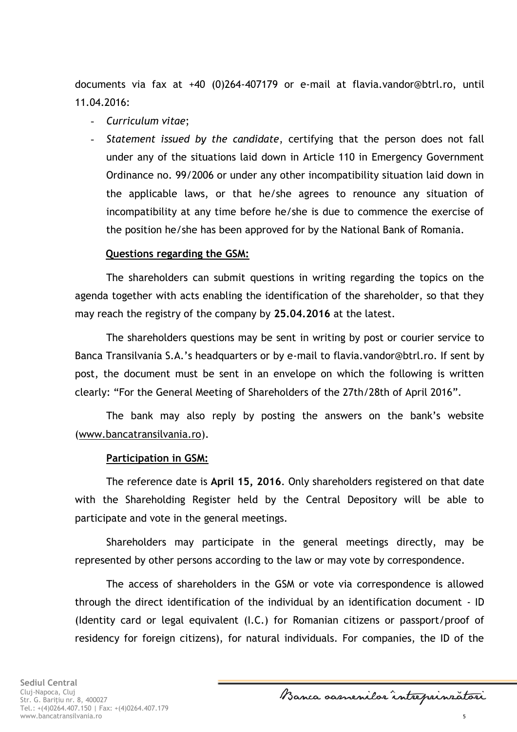documents via fax at +40 (0)264-407179 or e-mail at flavia.vandor@btrl.ro, until 11.04.2016:

- *Curriculum vitae*;
- *Statement issued by the candidate*, certifying that the person does not fall under any of the situations laid down in Article 110 in Emergency Government Ordinance no. 99/2006 or under any other incompatibility situation laid down in the applicable laws, or that he/she agrees to renounce any situation of incompatibility at any time before he/she is due to commence the exercise of the position he/she has been approved for by the National Bank of Romania.

**Questions regarding the GSM:**

The shareholders can submit questions in writing regarding the topics on the agenda together with acts enabling the identification of the shareholder, so that they may reach the registry of the company by **25.04.2016** at the latest.

The shareholders questions may be sent in writing by post or courier service to Banca Transilvania S.A.'s headquarters or by e-mail to flavia.vandor@btrl.ro. If sent by post, the document must be sent in an envelope on which the following is written clearly: "For the General Meeting of Shareholders of the 27th/28th of April 2016".

The bank may also reply by posting the answers on the bank's website (www.bancatransilvania.ro).

**Participation in GSM:**

The reference date is **April 15, 2016**. Only shareholders registered on that date with the Shareholding Register held by the Central Depository will be able to participate and vote in the general meetings.

Shareholders may participate in the general meetings directly, may be represented by other persons according to the law or may vote by correspondence.

The access of shareholders in the GSM or vote via correspondence is allowed through the direct identification of the individual by an identification document - ID (Identity card or legal equivalent (I.C.) for Romanian citizens or passport/proof of residency for foreign citizens), for natural individuals. For companies, the ID of the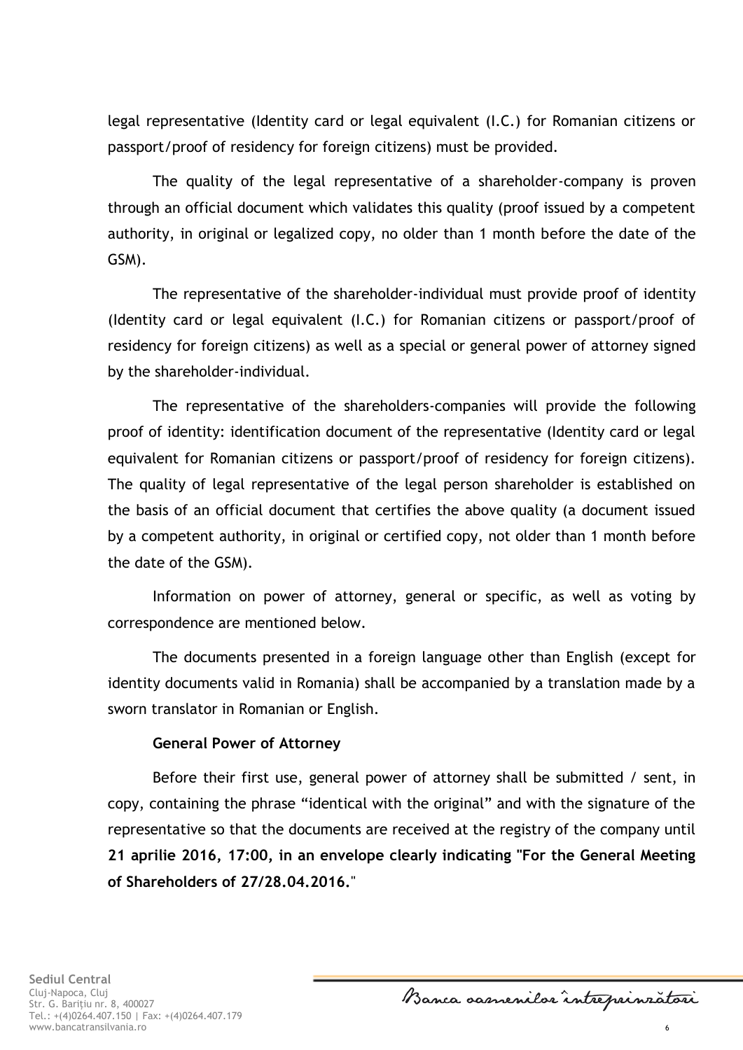legal representative (Identity card or legal equivalent (I.C.) for Romanian citizens or passport/proof of residency for foreign citizens) must be provided.

The quality of the legal representative of a shareholder-company is proven through an official document which validates this quality (proof issued by a competent authority, in original or legalized copy, no older than 1 month before the date of the GSM).

The representative of the shareholder-individual must provide proof of identity (Identity card or legal equivalent (I.C.) for Romanian citizens or passport/proof of residency for foreign citizens) as well as a special or general power of attorney signed by the shareholder-individual.

The representative of the shareholders-companies will provide the following proof of identity: identification document of the representative (Identity card or legal equivalent for Romanian citizens or passport/proof of residency for foreign citizens). The quality of legal representative of the legal person shareholder is established on the basis of an official document that certifies the above quality (a document issued by a competent authority, in original or certified copy, not older than 1 month before the date of the GSM).

Information on power of attorney, general or specific, as well as voting by correspondence are mentioned below.

The documents presented in a foreign language other than English (except for identity documents valid in Romania) shall be accompanied by a translation made by a sworn translator in Romanian or English.

**General Power of Attorney**

Before their first use, general power of attorney shall be submitted / sent, in copy, containing the phrase "identical with the original" and with the signature of the representative so that the documents are received at the registry of the company until **21 aprilie 2016, 17:00, in an envelope clearly indicating "For the General Meeting of Shareholders of 27/28.04.2016.**"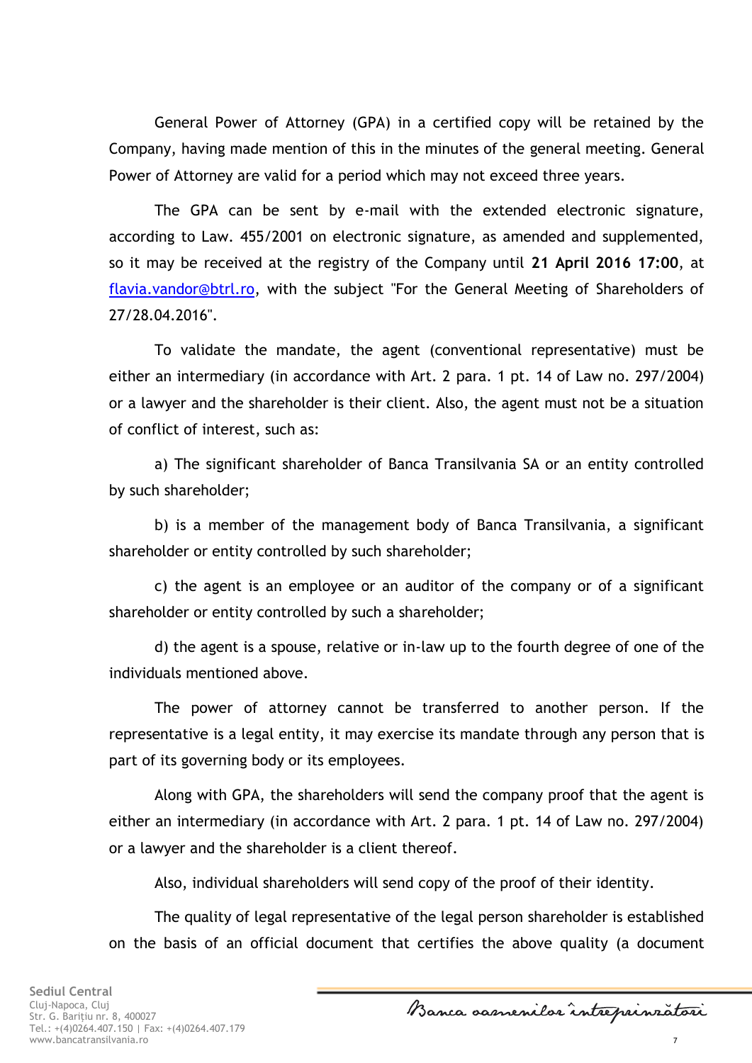General Power of Attorney (GPA) in a certified copy will be retained by the Company, having made mention of this in the minutes of the general meeting. General Power of Attorney are valid for a period which may not exceed three years.

The GPA can be sent by e-mail with the extended electronic signature, according to Law. 455/2001 on electronic signature, as amended and supplemented, so it may be received at the registry of the Company until **21 April 2016 17:00**, at flavia.vandor@btrl.ro, with the subject "For the General Meeting of Shareholders of 27/28.04.2016".

To validate the mandate, the agent (conventional representative) must be either an intermediary (in accordance with Art. 2 para. 1 pt. 14 of Law no. 297/2004) or a lawyer and the shareholder is their client. Also, the agent must not be a situation of conflict of interest, such as:

a) The significant shareholder of Banca Transilvania SA or an entity controlled by such shareholder;

b) is a member of the management body of Banca Transilvania, a significant shareholder or entity controlled by such shareholder;

c) the agent is an employee or an auditor of the company or of a significant shareholder or entity controlled by such a shareholder;

d) the agent is a spouse, relative or in-law up to the fourth degree of one of the individuals mentioned above.

The power of attorney cannot be transferred to another person. If the representative is a legal entity, it may exercise its mandate through any person that is part of its governing body or its employees.

Along with GPA, the shareholders will send the company proof that the agent is either an intermediary (in accordance with Art. 2 para. 1 pt. 14 of Law no. 297/2004) or a lawyer and the shareholder is a client thereof.

Also, individual shareholders will send copy of the proof of their identity.

The quality of legal representative of the legal person shareholder is established on the basis of an official document that certifies the above quality (a document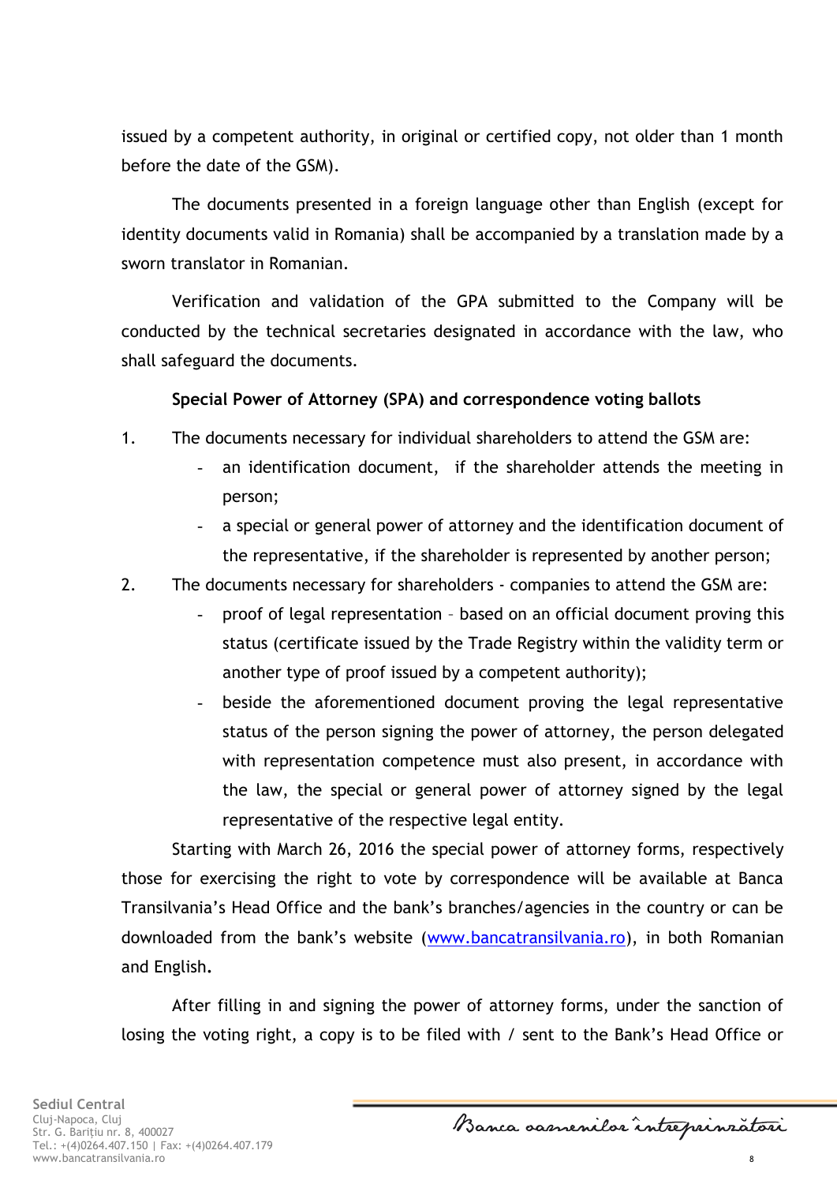issued by a competent authority, in original or certified copy, not older than 1 month before the date of the GSM).

The documents presented in a foreign language other than English (except for identity documents valid in Romania) shall be accompanied by a translation made by a sworn translator in Romanian.

Verification and validation of the GPA submitted to the Company will be conducted by the technical secretaries designated in accordance with the law, who shall safeguard the documents.

**Special Power of Attorney (SPA) and correspondence voting ballots**

1. The documents necessary for individual shareholders to attend the GSM are:
   - an identification document, if the shareholder attends the meeting in person;
   - a special or general power of attorney and the identification document of the representative, if the shareholder is represented by another person;
2. The documents necessary for shareholders - companies to attend the GSM are:
   - proof of legal representation – based on an official document proving this status (certificate issued by the Trade Registry within the validity term or another type of proof issued by a competent authority);
   - beside the aforementioned document proving the legal representative status of the person signing the power of attorney, the person delegated with representation competence must also present, in accordance with the law, the special or general power of attorney signed by the legal representative of the respective legal entity.

Starting with March 26, 2016 the special power of attorney forms, respectively those for exercising the right to vote by correspondence will be available at Banca Transilvania's Head Office and the bank's branches/agencies in the country or can be downloaded from the bank's website (www.bancatransilvania.ro), in both Romanian and English.

After filling in and signing the power of attorney forms, under the sanction of losing the voting right, a copy is to be filed with / sent to the Bank's Head Office or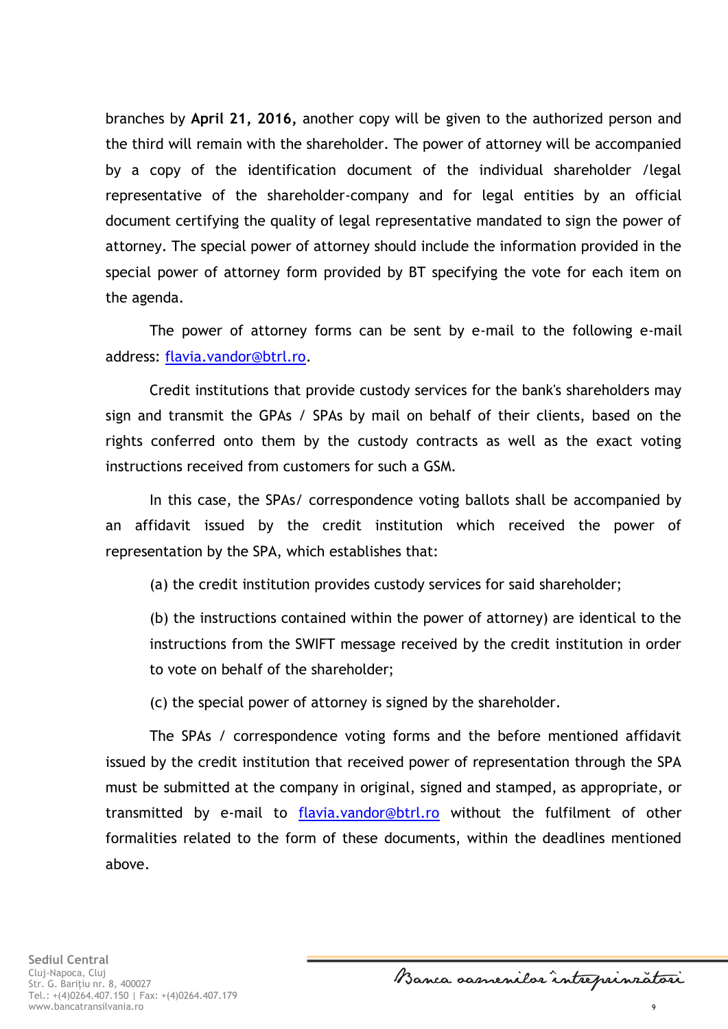branches by **April 21, 2016,** another copy will be given to the authorized person and the third will remain with the shareholder. The power of attorney will be accompanied by a copy of the identification document of the individual shareholder /legal representative of the shareholder-company and for legal entities by an official document certifying the quality of legal representative mandated to sign the power of attorney. The special power of attorney should include the information provided in the special power of attorney form provided by BT specifying the vote for each item on the agenda.

The power of attorney forms can be sent by e-mail to the following e-mail address: flavia.vandor@btrl.ro.

Credit institutions that provide custody services for the bank's shareholders may sign and transmit the GPAs / SPAs by mail on behalf of their clients, based on the rights conferred onto them by the custody contracts as well as the exact voting instructions received from customers for such a GSM.

In this case, the SPAs/ correspondence voting ballots shall be accompanied by an affidavit issued by the credit institution which received the power of representation by the SPA, which establishes that:

(a) the credit institution provides custody services for said shareholder;

(b) the instructions contained within the power of attorney) are identical to the instructions from the SWIFT message received by the credit institution in order to vote on behalf of the shareholder;

(c) the special power of attorney is signed by the shareholder.

The SPAs / correspondence voting forms and the before mentioned affidavit issued by the credit institution that received power of representation through the SPA must be submitted at the company in original, signed and stamped, as appropriate, or transmitted by e-mail to flavia.vandor@btrl.ro without the fulfilment of other formalities related to the form of these documents, within the deadlines mentioned above.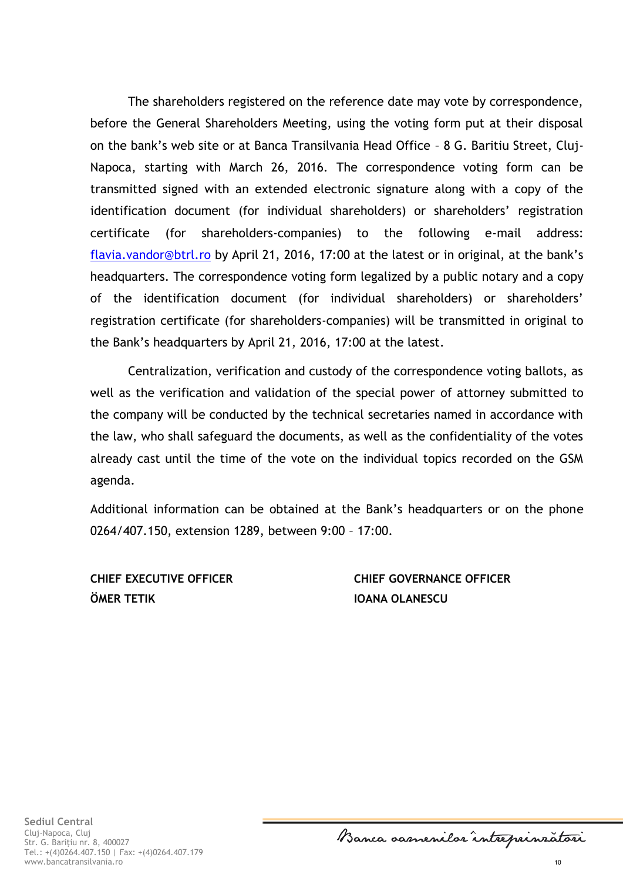The shareholders registered on the reference date may vote by correspondence, before the General Shareholders Meeting, using the voting form put at their disposal on the bank's web site or at Banca Transilvania Head Office – 8 G. Baritiu Street, Cluj-Napoca, starting with March 26, 2016. The correspondence voting form can be transmitted signed with an extended electronic signature along with a copy of the identification document (for individual shareholders) or shareholders' registration certificate (for shareholders-companies) to the following e-mail address: flavia.vandor@btrl.ro by April 21, 2016, 17:00 at the latest or in original, at the bank's headquarters. The correspondence voting form legalized by a public notary and a copy of the identification document (for individual shareholders) or shareholders' registration certificate (for shareholders-companies) will be transmitted in original to the Bank's headquarters by April 21, 2016, 17:00 at the latest.

Centralization, verification and custody of the correspondence voting ballots, as well as the verification and validation of the special power of attorney submitted to the company will be conducted by the technical secretaries named in accordance with the law, who shall safeguard the documents, as well as the confidentiality of the votes already cast until the time of the vote on the individual topics recorded on the GSM agenda.

Additional information can be obtained at the Bank's headquarters or on the phone 0264/407.150, extension 1289, between 9:00 – 17:00.

**CHIEF EXECUTIVE OFFICER**
**ÖMER TETIK**

**CHIEF GOVERNANCE OFFICER**
**IOANA OLANESCU**